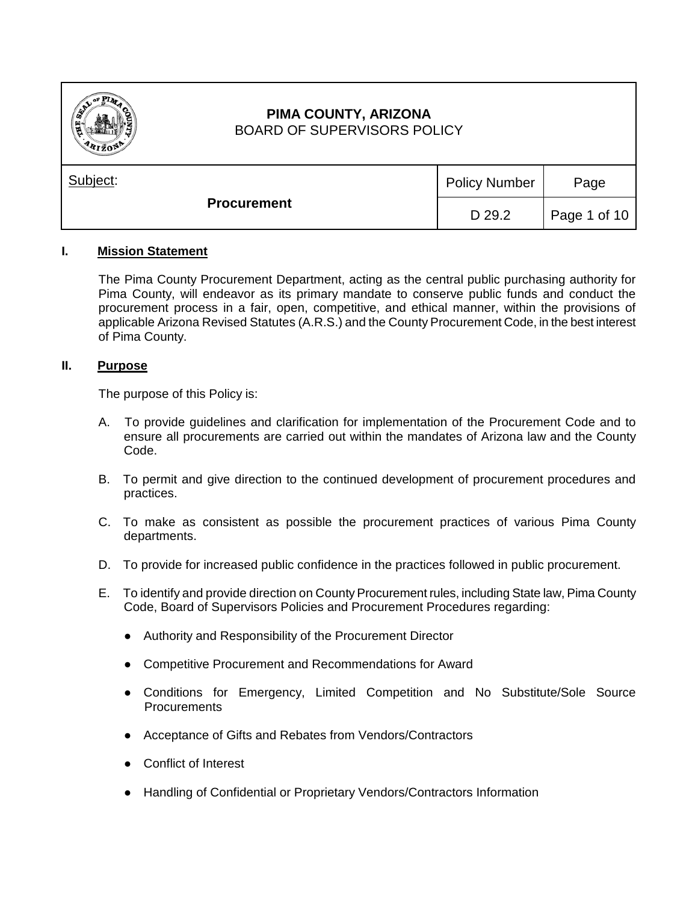**PIMA COUNTY, ARIZONA**
BOARD OF SUPERVISORS POLICY

| Subject: | Policy Number | Page |
|---|---|---|
| **Procurement** | D 29.2 | Page 1 of 10 |

## I. Mission Statement

The Pima County Procurement Department, acting as the central public purchasing authority for Pima County, will endeavor as its primary mandate to conserve public funds and conduct the procurement process in a fair, open, competitive, and ethical manner, within the provisions of applicable Arizona Revised Statutes (A.R.S.) and the County Procurement Code, in the best interest of Pima County.

## II. Purpose

The purpose of this Policy is:

A. To provide guidelines and clarification for implementation of the Procurement Code and to ensure all procurements are carried out within the mandates of Arizona law and the County Code.

B. To permit and give direction to the continued development of procurement procedures and practices.

C. To make as consistent as possible the procurement practices of various Pima County departments.

D. To provide for increased public confidence in the practices followed in public procurement.

E. To identify and provide direction on County Procurement rules, including State law, Pima County Code, Board of Supervisors Policies and Procurement Procedures regarding:

- Authority and Responsibility of the Procurement Director
- Competitive Procurement and Recommendations for Award
- Conditions for Emergency, Limited Competition and No Substitute/Sole Source Procurements
- Acceptance of Gifts and Rebates from Vendors/Contractors
- Conflict of Interest
- Handling of Confidential or Proprietary Vendors/Contractors Information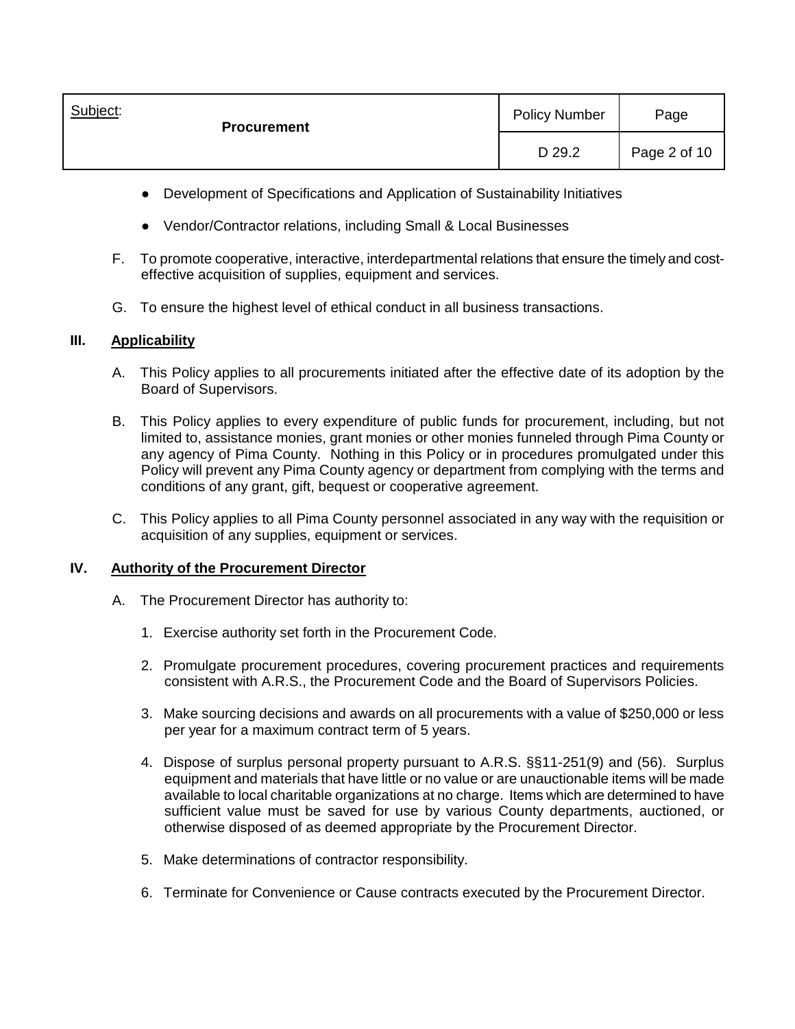- Development of Specifications and Application of Sustainability Initiatives
- Vendor/Contractor relations, including Small & Local Businesses

F. To promote cooperative, interactive, interdepartmental relations that ensure the timely and cost-effective acquisition of supplies, equipment and services.

G. To ensure the highest level of ethical conduct in all business transactions.

## III. Applicability

A. This Policy applies to all procurements initiated after the effective date of its adoption by the Board of Supervisors.

B. This Policy applies to every expenditure of public funds for procurement, including, but not limited to, assistance monies, grant monies or other monies funneled through Pima County or any agency of Pima County. Nothing in this Policy or in procedures promulgated under this Policy will prevent any Pima County agency or department from complying with the terms and conditions of any grant, gift, bequest or cooperative agreement.

C. This Policy applies to all Pima County personnel associated in any way with the requisition or acquisition of any supplies, equipment or services.

## IV. Authority of the Procurement Director

A. The Procurement Director has authority to:

1. Exercise authority set forth in the Procurement Code.
2. Promulgate procurement procedures, covering procurement practices and requirements consistent with A.R.S., the Procurement Code and the Board of Supervisors Policies.
3. Make sourcing decisions and awards on all procurements with a value of $250,000 or less per year for a maximum contract term of 5 years.
4. Dispose of surplus personal property pursuant to A.R.S. §§11-251(9) and (56). Surplus equipment and materials that have little or no value or are unauctionable items will be made available to local charitable organizations at no charge. Items which are determined to have sufficient value must be saved for use by various County departments, auctioned, or otherwise disposed of as deemed appropriate by the Procurement Director.
5. Make determinations of contractor responsibility.
6. Terminate for Convenience or Cause contracts executed by the Procurement Director.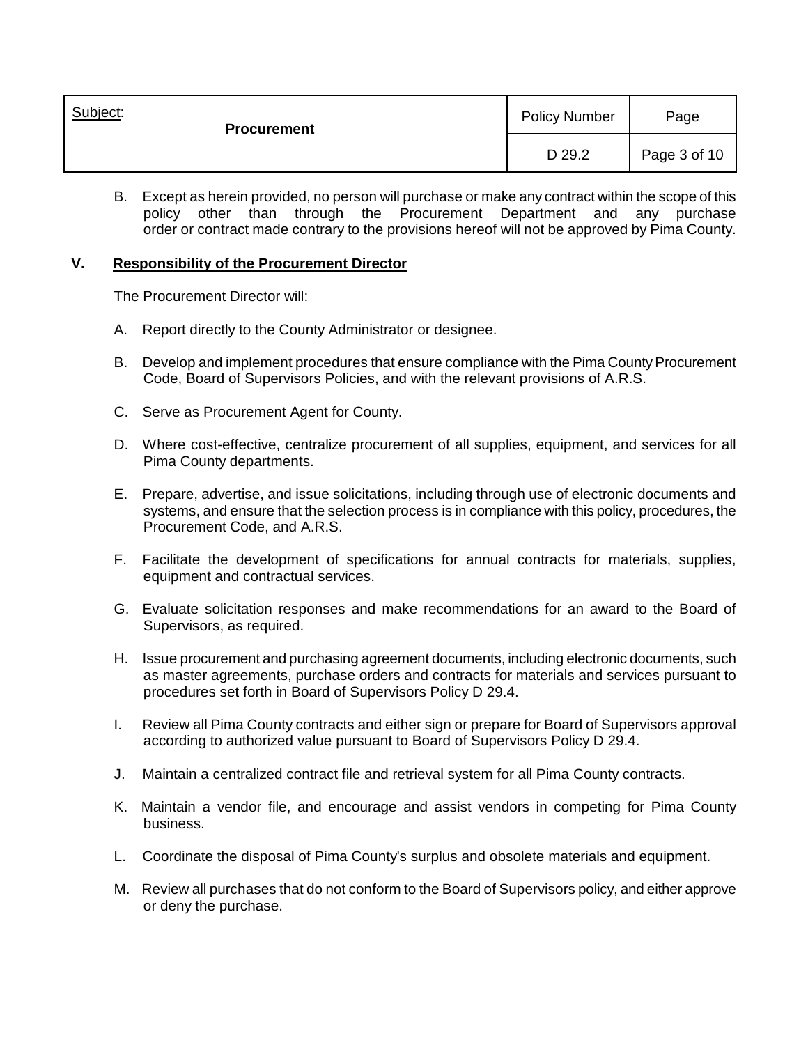B. Except as herein provided, no person will purchase or make any contract within the scope of this policy other than through the Procurement Department and any purchase order or contract made contrary to the provisions hereof will not be approved by Pima County.

## V. Responsibility of the Procurement Director

The Procurement Director will:

A. Report directly to the County Administrator or designee.

B. Develop and implement procedures that ensure compliance with the Pima County Procurement Code, Board of Supervisors Policies, and with the relevant provisions of A.R.S.

C. Serve as Procurement Agent for County.

D. Where cost-effective, centralize procurement of all supplies, equipment, and services for all Pima County departments.

E. Prepare, advertise, and issue solicitations, including through use of electronic documents and systems, and ensure that the selection process is in compliance with this policy, procedures, the Procurement Code, and A.R.S.

F. Facilitate the development of specifications for annual contracts for materials, supplies, equipment and contractual services.

G. Evaluate solicitation responses and make recommendations for an award to the Board of Supervisors, as required.

H. Issue procurement and purchasing agreement documents, including electronic documents, such as master agreements, purchase orders and contracts for materials and services pursuant to procedures set forth in Board of Supervisors Policy D 29.4.

I. Review all Pima County contracts and either sign or prepare for Board of Supervisors approval according to authorized value pursuant to Board of Supervisors Policy D 29.4.

J. Maintain a centralized contract file and retrieval system for all Pima County contracts.

K. Maintain a vendor file, and encourage and assist vendors in competing for Pima County business.

L. Coordinate the disposal of Pima County's surplus and obsolete materials and equipment.

M. Review all purchases that do not conform to the Board of Supervisors policy, and either approve or deny the purchase.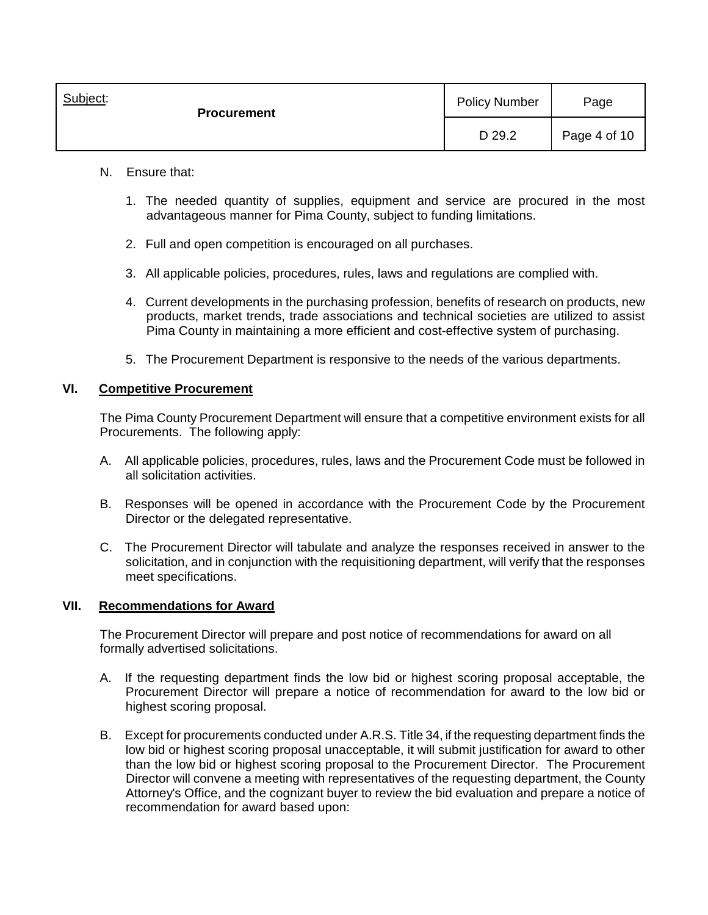N. Ensure that:

1. The needed quantity of supplies, equipment and service are procured in the most advantageous manner for Pima County, subject to funding limitations.

2. Full and open competition is encouraged on all purchases.

3. All applicable policies, procedures, rules, laws and regulations are complied with.

4. Current developments in the purchasing profession, benefits of research on products, new products, market trends, trade associations and technical societies are utilized to assist Pima County in maintaining a more efficient and cost-effective system of purchasing.

5. The Procurement Department is responsive to the needs of the various departments.

## VI. Competitive Procurement

The Pima County Procurement Department will ensure that a competitive environment exists for all Procurements. The following apply:

A. All applicable policies, procedures, rules, laws and the Procurement Code must be followed in all solicitation activities.

B. Responses will be opened in accordance with the Procurement Code by the Procurement Director or the delegated representative.

C. The Procurement Director will tabulate and analyze the responses received in answer to the solicitation, and in conjunction with the requisitioning department, will verify that the responses meet specifications.

## VII. Recommendations for Award

The Procurement Director will prepare and post notice of recommendations for award on all formally advertised solicitations.

A. If the requesting department finds the low bid or highest scoring proposal acceptable, the Procurement Director will prepare a notice of recommendation for award to the low bid or highest scoring proposal.

B. Except for procurements conducted under A.R.S. Title 34, if the requesting department finds the low bid or highest scoring proposal unacceptable, it will submit justification for award to other than the low bid or highest scoring proposal to the Procurement Director. The Procurement Director will convene a meeting with representatives of the requesting department, the County Attorney's Office, and the cognizant buyer to review the bid evaluation and prepare a notice of recommendation for award based upon: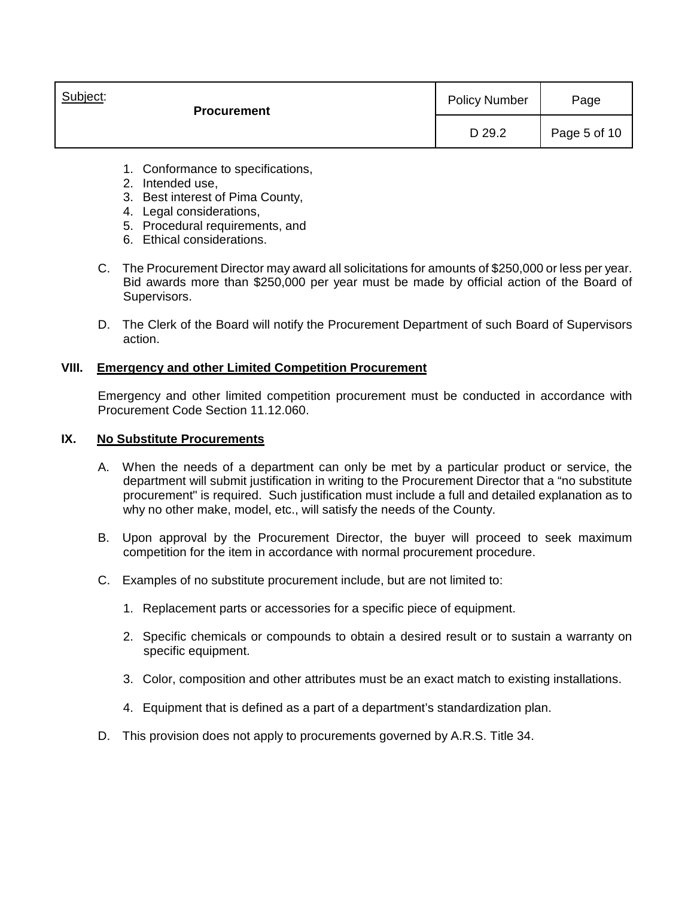1. Conformance to specifications,
2. Intended use,
3. Best interest of Pima County,
4. Legal considerations,
5. Procedural requirements, and
6. Ethical considerations.

C. The Procurement Director may award all solicitations for amounts of $250,000 or less per year. Bid awards more than $250,000 per year must be made by official action of the Board of Supervisors.

D. The Clerk of the Board will notify the Procurement Department of such Board of Supervisors action.

## VIII. Emergency and other Limited Competition Procurement

Emergency and other limited competition procurement must be conducted in accordance with Procurement Code Section 11.12.060.

## IX. No Substitute Procurements

A. When the needs of a department can only be met by a particular product or service, the department will submit justification in writing to the Procurement Director that a "no substitute procurement" is required. Such justification must include a full and detailed explanation as to why no other make, model, etc., will satisfy the needs of the County.

B. Upon approval by the Procurement Director, the buyer will proceed to seek maximum competition for the item in accordance with normal procurement procedure.

C. Examples of no substitute procurement include, but are not limited to:

1. Replacement parts or accessories for a specific piece of equipment.

2. Specific chemicals or compounds to obtain a desired result or to sustain a warranty on specific equipment.

3. Color, composition and other attributes must be an exact match to existing installations.

4. Equipment that is defined as a part of a department's standardization plan.

D. This provision does not apply to procurements governed by A.R.S. Title 34.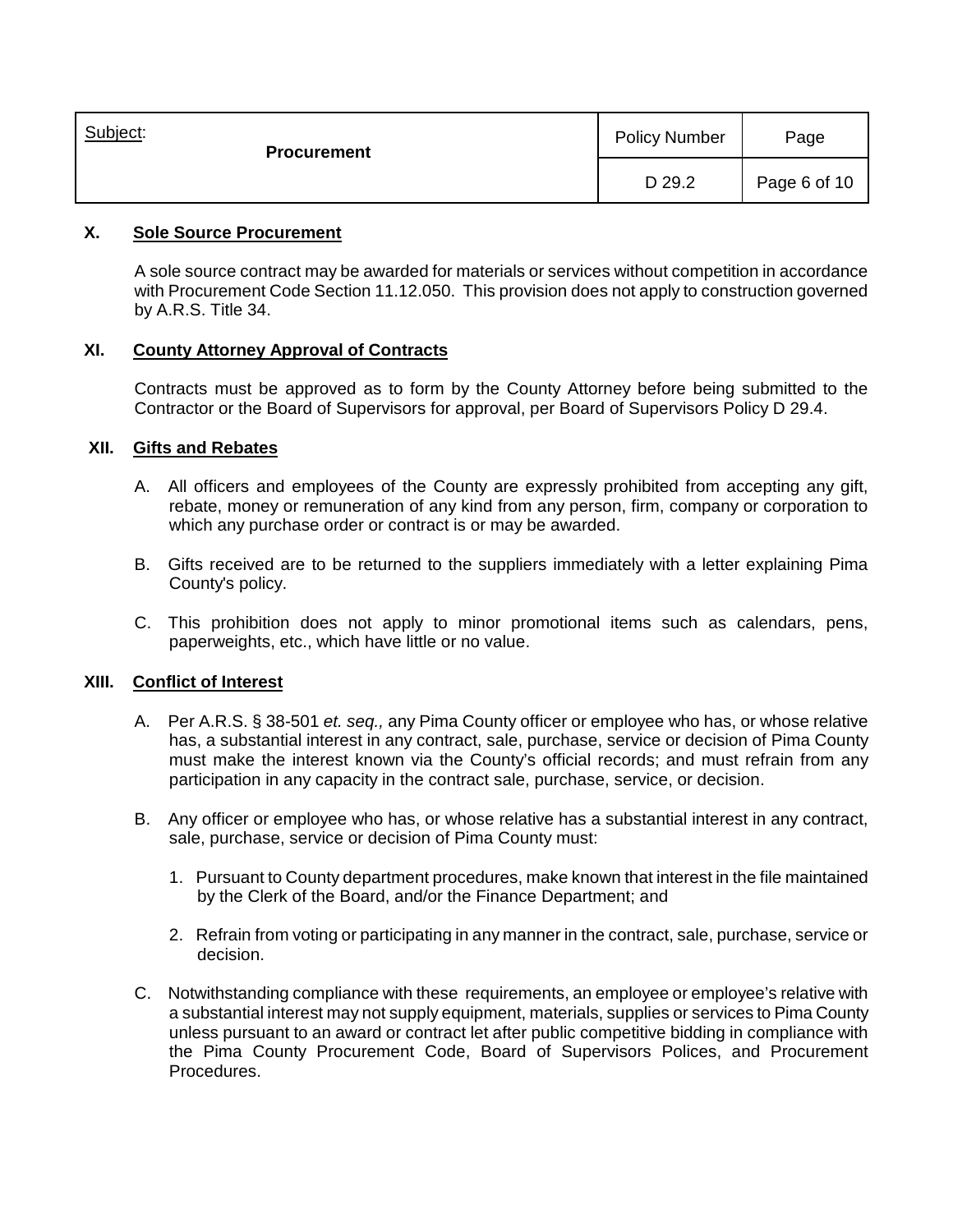## X. Sole Source Procurement

A sole source contract may be awarded for materials or services without competition in accordance with Procurement Code Section 11.12.050. This provision does not apply to construction governed by A.R.S. Title 34.

## XI. County Attorney Approval of Contracts

Contracts must be approved as to form by the County Attorney before being submitted to the Contractor or the Board of Supervisors for approval, per Board of Supervisors Policy D 29.4.

## XII. Gifts and Rebates

A. All officers and employees of the County are expressly prohibited from accepting any gift, rebate, money or remuneration of any kind from any person, firm, company or corporation to which any purchase order or contract is or may be awarded.

B. Gifts received are to be returned to the suppliers immediately with a letter explaining Pima County's policy.

C. This prohibition does not apply to minor promotional items such as calendars, pens, paperweights, etc., which have little or no value.

## XIII. Conflict of Interest

A. Per A.R.S. § 38-501 *et. seq.,* any Pima County officer or employee who has, or whose relative has, a substantial interest in any contract, sale, purchase, service or decision of Pima County must make the interest known via the County's official records; and must refrain from any participation in any capacity in the contract sale, purchase, service, or decision.

B. Any officer or employee who has, or whose relative has a substantial interest in any contract, sale, purchase, service or decision of Pima County must:

1. Pursuant to County department procedures, make known that interest in the file maintained by the Clerk of the Board, and/or the Finance Department; and

2. Refrain from voting or participating in any manner in the contract, sale, purchase, service or decision.

C. Notwithstanding compliance with these requirements, an employee or employee's relative with a substantial interest may not supply equipment, materials, supplies or services to Pima County unless pursuant to an award or contract let after public competitive bidding in compliance with the Pima County Procurement Code, Board of Supervisors Polices, and Procurement Procedures.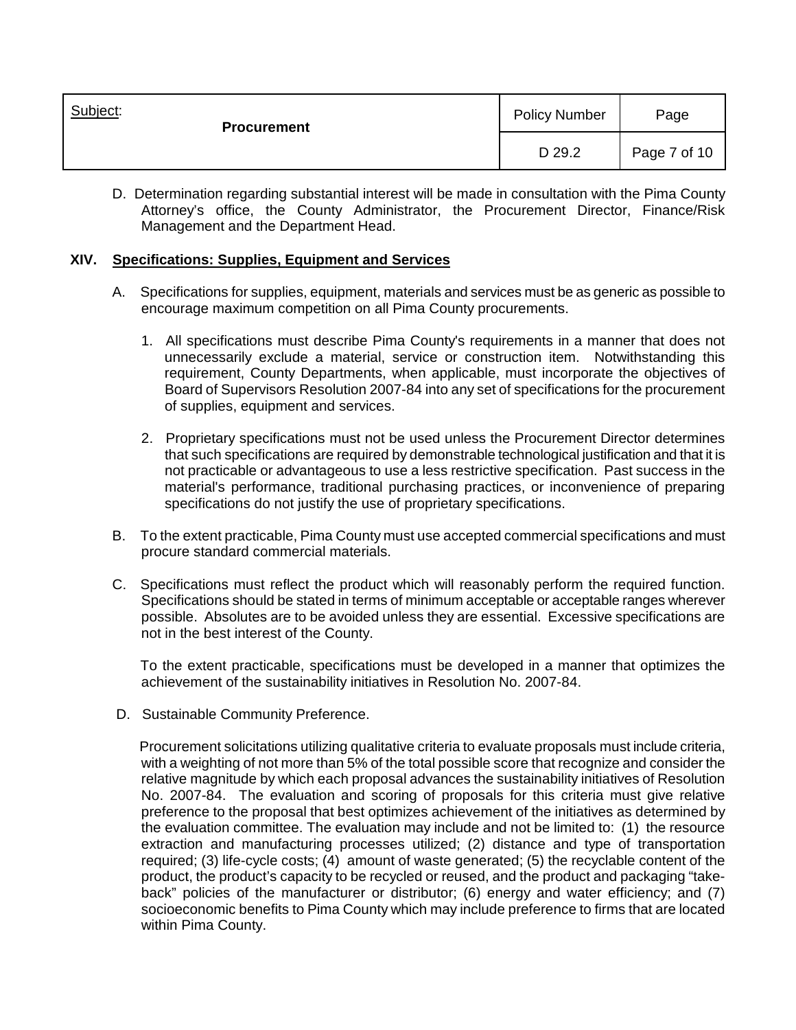D. Determination regarding substantial interest will be made in consultation with the Pima County Attorney's office, the County Administrator, the Procurement Director, Finance/Risk Management and the Department Head.

## XIV. Specifications: Supplies, Equipment and Services

A. Specifications for supplies, equipment, materials and services must be as generic as possible to encourage maximum competition on all Pima County procurements.

1. All specifications must describe Pima County's requirements in a manner that does not unnecessarily exclude a material, service or construction item. Notwithstanding this requirement, County Departments, when applicable, must incorporate the objectives of Board of Supervisors Resolution 2007-84 into any set of specifications for the procurement of supplies, equipment and services.

2. Proprietary specifications must not be used unless the Procurement Director determines that such specifications are required by demonstrable technological justification and that it is not practicable or advantageous to use a less restrictive specification. Past success in the material's performance, traditional purchasing practices, or inconvenience of preparing specifications do not justify the use of proprietary specifications.

B. To the extent practicable, Pima County must use accepted commercial specifications and must procure standard commercial materials.

C. Specifications must reflect the product which will reasonably perform the required function. Specifications should be stated in terms of minimum acceptable or acceptable ranges wherever possible. Absolutes are to be avoided unless they are essential. Excessive specifications are not in the best interest of the County.

To the extent practicable, specifications must be developed in a manner that optimizes the achievement of the sustainability initiatives in Resolution No. 2007-84.

D. Sustainable Community Preference.

Procurement solicitations utilizing qualitative criteria to evaluate proposals must include criteria, with a weighting of not more than 5% of the total possible score that recognize and consider the relative magnitude by which each proposal advances the sustainability initiatives of Resolution No. 2007-84. The evaluation and scoring of proposals for this criteria must give relative preference to the proposal that best optimizes achievement of the initiatives as determined by the evaluation committee. The evaluation may include and not be limited to: (1) the resource extraction and manufacturing processes utilized; (2) distance and type of transportation required; (3) life-cycle costs; (4) amount of waste generated; (5) the recyclable content of the product, the product's capacity to be recycled or reused, and the product and packaging "take-back" policies of the manufacturer or distributor; (6) energy and water efficiency; and (7) socioeconomic benefits to Pima County which may include preference to firms that are located within Pima County.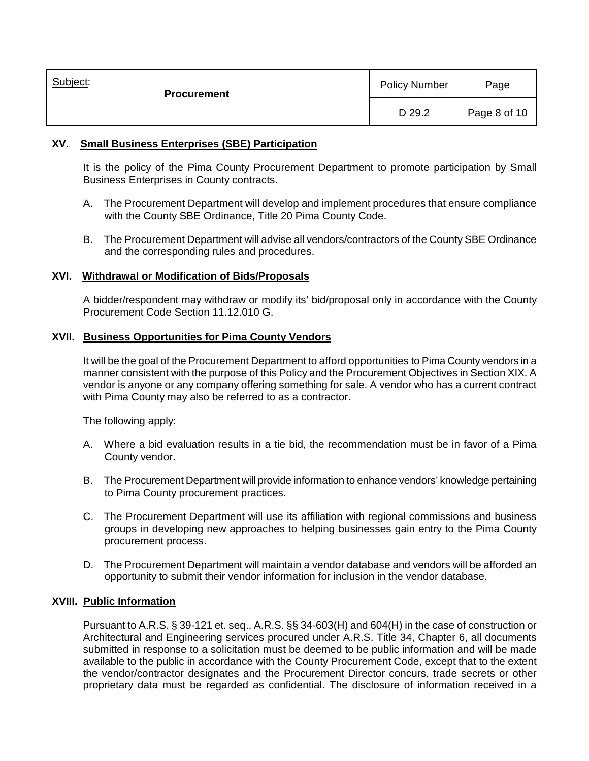## XV. Small Business Enterprises (SBE) Participation

It is the policy of the Pima County Procurement Department to promote participation by Small Business Enterprises in County contracts.

A. The Procurement Department will develop and implement procedures that ensure compliance with the County SBE Ordinance, Title 20 Pima County Code.

B. The Procurement Department will advise all vendors/contractors of the County SBE Ordinance and the corresponding rules and procedures.

## XVI. Withdrawal or Modification of Bids/Proposals

A bidder/respondent may withdraw or modify its' bid/proposal only in accordance with the County Procurement Code Section 11.12.010 G.

## XVII. Business Opportunities for Pima County Vendors

It will be the goal of the Procurement Department to afford opportunities to Pima County vendors in a manner consistent with the purpose of this Policy and the Procurement Objectives in Section XIX. A vendor is anyone or any company offering something for sale. A vendor who has a current contract with Pima County may also be referred to as a contractor.

The following apply:

A. Where a bid evaluation results in a tie bid, the recommendation must be in favor of a Pima County vendor.

B. The Procurement Department will provide information to enhance vendors' knowledge pertaining to Pima County procurement practices.

C. The Procurement Department will use its affiliation with regional commissions and business groups in developing new approaches to helping businesses gain entry to the Pima County procurement process.

D. The Procurement Department will maintain a vendor database and vendors will be afforded an opportunity to submit their vendor information for inclusion in the vendor database.

## XVIII. Public Information

Pursuant to A.R.S. § 39-121 et. seq., A.R.S. §§ 34-603(H) and 604(H) in the case of construction or Architectural and Engineering services procured under A.R.S. Title 34, Chapter 6, all documents submitted in response to a solicitation must be deemed to be public information and will be made available to the public in accordance with the County Procurement Code, except that to the extent the vendor/contractor designates and the Procurement Director concurs, trade secrets or other proprietary data must be regarded as confidential. The disclosure of information received in a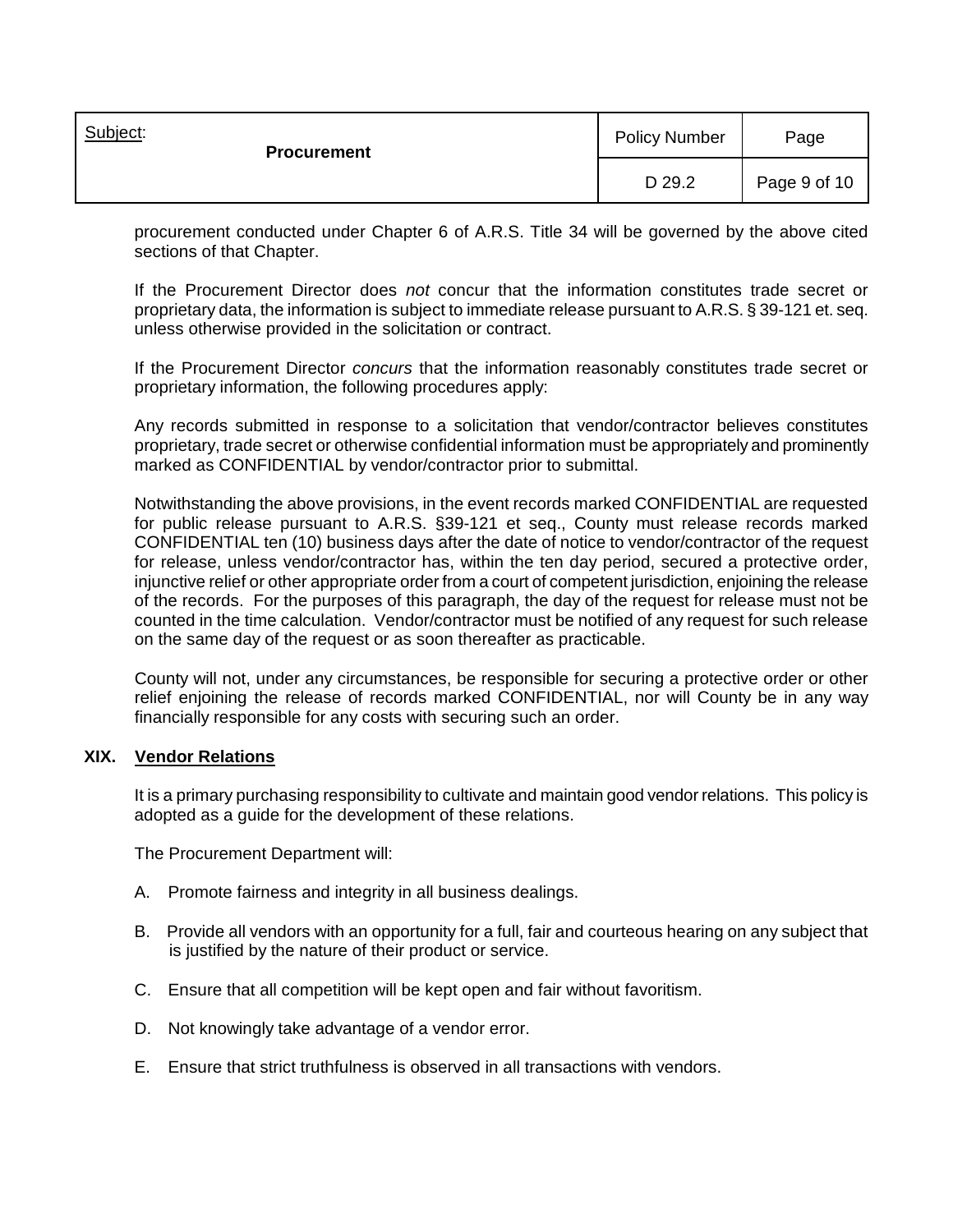procurement conducted under Chapter 6 of A.R.S. Title 34 will be governed by the above cited sections of that Chapter.

If the Procurement Director does *not* concur that the information constitutes trade secret or proprietary data, the information is subject to immediate release pursuant to A.R.S. § 39-121 et. seq. unless otherwise provided in the solicitation or contract.

If the Procurement Director *concurs* that the information reasonably constitutes trade secret or proprietary information, the following procedures apply:

Any records submitted in response to a solicitation that vendor/contractor believes constitutes proprietary, trade secret or otherwise confidential information must be appropriately and prominently marked as CONFIDENTIAL by vendor/contractor prior to submittal.

Notwithstanding the above provisions, in the event records marked CONFIDENTIAL are requested for public release pursuant to A.R.S. §39-121 et seq., County must release records marked CONFIDENTIAL ten (10) business days after the date of notice to vendor/contractor of the request for release, unless vendor/contractor has, within the ten day period, secured a protective order, injunctive relief or other appropriate order from a court of competent jurisdiction, enjoining the release of the records. For the purposes of this paragraph, the day of the request for release must not be counted in the time calculation. Vendor/contractor must be notified of any request for such release on the same day of the request or as soon thereafter as practicable.

County will not, under any circumstances, be responsible for securing a protective order or other relief enjoining the release of records marked CONFIDENTIAL, nor will County be in any way financially responsible for any costs with securing such an order.

## XIX. Vendor Relations

It is a primary purchasing responsibility to cultivate and maintain good vendor relations. This policy is adopted as a guide for the development of these relations.

The Procurement Department will:

A. Promote fairness and integrity in all business dealings.

B. Provide all vendors with an opportunity for a full, fair and courteous hearing on any subject that is justified by the nature of their product or service.

C. Ensure that all competition will be kept open and fair without favoritism.

D. Not knowingly take advantage of a vendor error.

E. Ensure that strict truthfulness is observed in all transactions with vendors.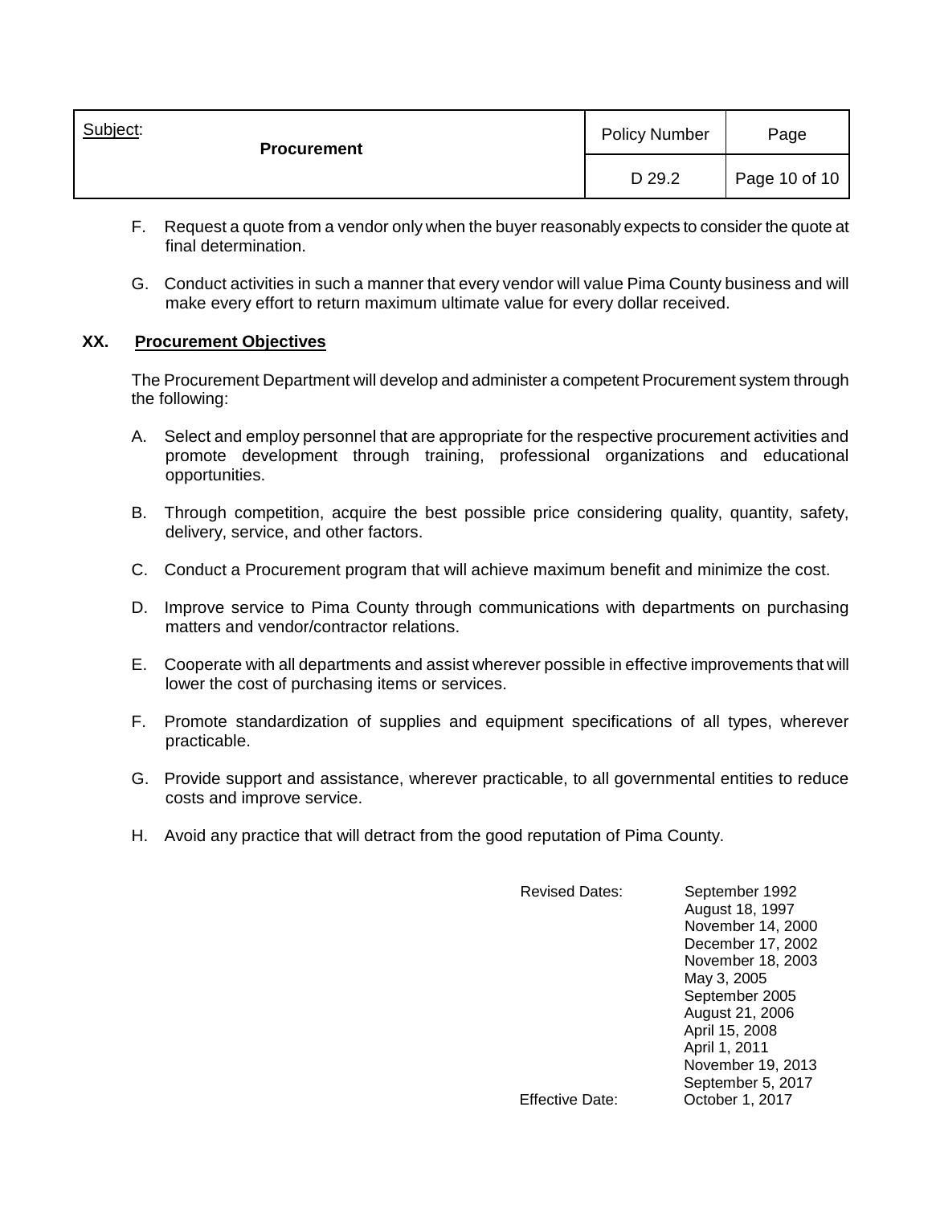F. Request a quote from a vendor only when the buyer reasonably expects to consider the quote at final determination.

G. Conduct activities in such a manner that every vendor will value Pima County business and will make every effort to return maximum ultimate value for every dollar received.

## XX. Procurement Objectives

The Procurement Department will develop and administer a competent Procurement system through the following:

A. Select and employ personnel that are appropriate for the respective procurement activities and promote development through training, professional organizations and educational opportunities.

B. Through competition, acquire the best possible price considering quality, quantity, safety, delivery, service, and other factors.

C. Conduct a Procurement program that will achieve maximum benefit and minimize the cost.

D. Improve service to Pima County through communications with departments on purchasing matters and vendor/contractor relations.

E. Cooperate with all departments and assist wherever possible in effective improvements that will lower the cost of purchasing items or services.

F. Promote standardization of supplies and equipment specifications of all types, wherever practicable.

G. Provide support and assistance, wherever practicable, to all governmental entities to reduce costs and improve service.

H. Avoid any practice that will detract from the good reputation of Pima County.

| | |
|---|---|
| Revised Dates: | September 1992 |
| | August 18, 1997 |
| | November 14, 2000 |
| | December 17, 2002 |
| | November 18, 2003 |
| | May 3, 2005 |
| | September 2005 |
| | August 21, 2006 |
| | April 15, 2008 |
| | April 1, 2011 |
| | November 19, 2013 |
| | September 5, 2017 |
| Effective Date: | October 1, 2017 |